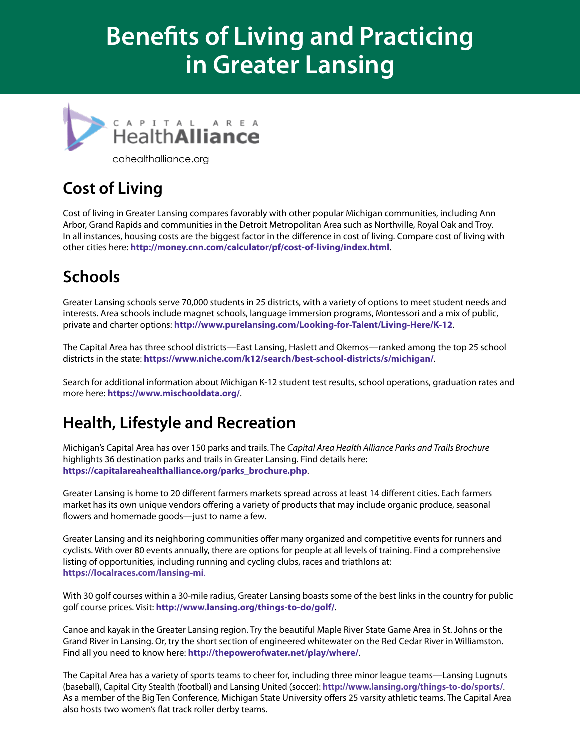# Benefits of Living and Practicing in Greater Lansing

CAPITAL AREA HealthAlliance

cahealthalliance.org

## Cost of Living

Cost of living in Greater Lansing compares favorably with other popular Michigan communities, including Ann Arbor, Grand Rapids and communities in the Detroit Metropolitan Area such as Northville, Royal Oak and Troy. In all instances, housing costs are the biggest factor in the difference in cost of living. Compare cost of living with other cities here: **http://money.cnn.com/calculator/pf/cost-of-living/index.html**.

## Schools

Greater Lansing schools serve 70,000 students in 25 districts, with a variety of options to meet student needs and interests. Area schools include magnet schools, language immersion programs, Montessori and a mix of public, private and charter options: **http://www.purelansing.com/Looking-for-Talent/Living-Here/K-12**.

The Capital Area has three school districts—East Lansing, Haslett and Okemos—ranked among the top 25 school districts in the state: **https://www.niche.com/k12/search/best-school-districts/s/michigan/**.

Search for additional information about Michigan K-12 student test results, school operations, graduation rates and more here: **https://www.mischooldata.org/**.

## Health, Lifestyle and Recreation

Michigan's Capital Area has over 150 parks and trails. The *Capital Area Health Alliance Parks and Trails Brochure* highlights 36 destination parks and trails in Greater Lansing. Find details here: **https://capitalareahealthalliance.org/parks_brochure.php**.

Greater Lansing is home to 20 different farmers markets spread across at least 14 different cities. Each farmers market has its own unique vendors offering a variety of products that may include organic produce, seasonal flowers and homemade goods—just to name a few.

Greater Lansing and its neighboring communities offer many organized and competitive events for runners and cyclists. With over 80 events annually, there are options for people at all levels of training. Find a comprehensive listing of opportunities, including running and cycling clubs, races and triathlons at: **https://localraces.com/lansing-mi**.

With 30 golf courses within a 30-mile radius, Greater Lansing boasts some of the best links in the country for public golf course prices. Visit: **http://www.lansing.org/things-to-do/golf/**.

Canoe and kayak in the Greater Lansing region. Try the beautiful Maple River State Game Area in St. Johns or the Grand River in Lansing. Or, try the short section of engineered whitewater on the Red Cedar River in Williamston. Find all you need to know here: **http://thepowerofwater.net/play/where/**.

The Capital Area has a variety of sports teams to cheer for, including three minor league teams—Lansing Lugnuts (baseball), Capital City Stealth (football) and Lansing United (soccer): **http://www.lansing.org/things-to-do/sports/**. As a member of the Big Ten Conference, Michigan State University offers 25 varsity athletic teams. The Capital Area also hosts two women's flat track roller derby teams.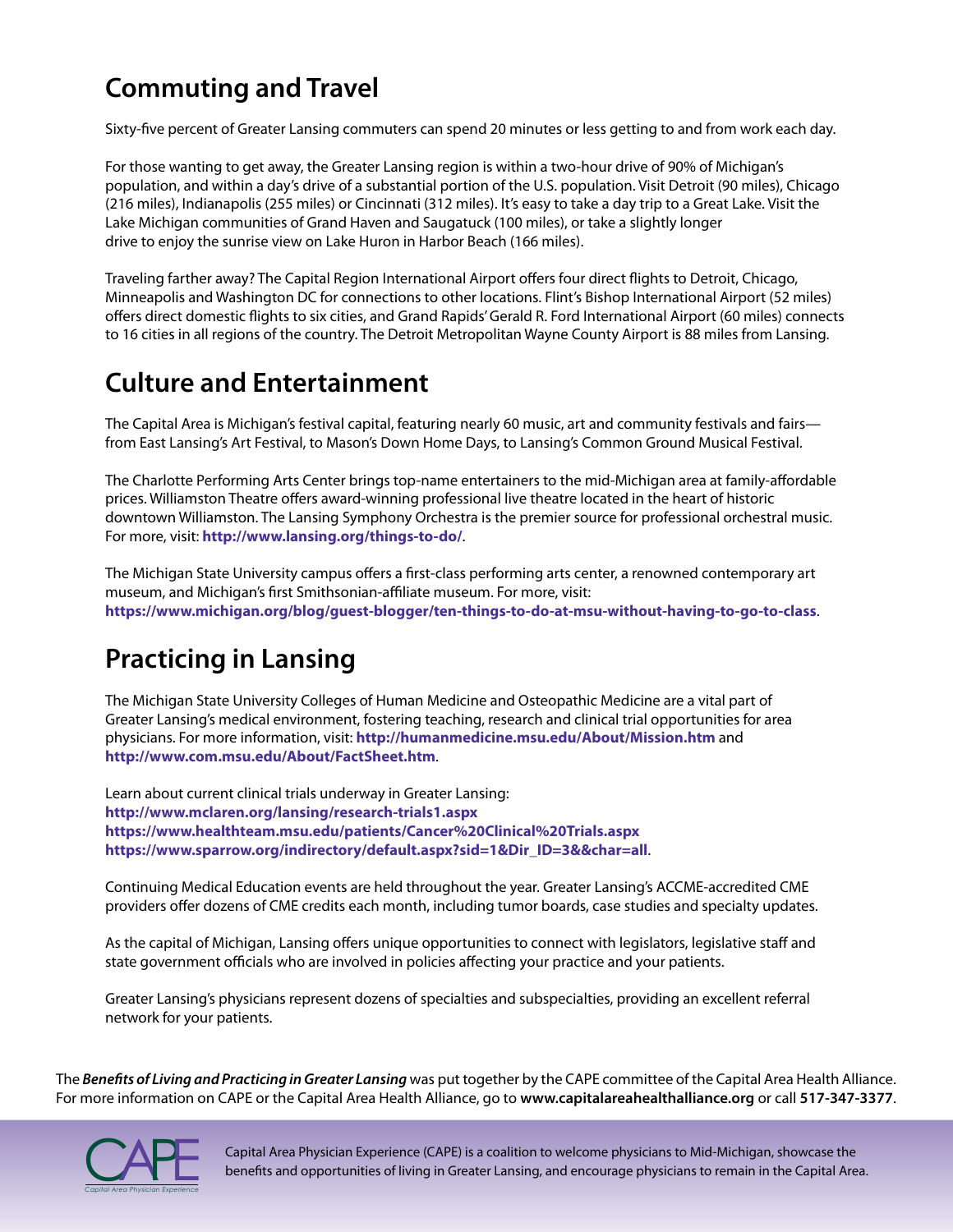## Commuting and Travel

Sixty-five percent of Greater Lansing commuters can spend 20 minutes or less getting to and from work each day.

For those wanting to get away, the Greater Lansing region is within a two-hour drive of 90% of Michigan's population, and within a day's drive of a substantial portion of the U.S. population. Visit Detroit (90 miles), Chicago (216 miles), Indianapolis (255 miles) or Cincinnati (312 miles). It's easy to take a day trip to a Great Lake. Visit the Lake Michigan communities of Grand Haven and Saugatuck (100 miles), or take a slightly longer drive to enjoy the sunrise view on Lake Huron in Harbor Beach (166 miles).

Traveling farther away? The Capital Region International Airport offers four direct flights to Detroit, Chicago, Minneapolis and Washington DC for connections to other locations. Flint's Bishop International Airport (52 miles) offers direct domestic flights to six cities, and Grand Rapids' Gerald R. Ford International Airport (60 miles) connects to 16 cities in all regions of the country. The Detroit Metropolitan Wayne County Airport is 88 miles from Lansing.

## Culture and Entertainment

The Capital Area is Michigan's festival capital, featuring nearly 60 music, art and community festivals and fairs—from East Lansing's Art Festival, to Mason's Down Home Days, to Lansing's Common Ground Musical Festival.

The Charlotte Performing Arts Center brings top-name entertainers to the mid-Michigan area at family-affordable prices. Williamston Theatre offers award-winning professional live theatre located in the heart of historic downtown Williamston. The Lansing Symphony Orchestra is the premier source for professional orchestral music. For more, visit: **http://www.lansing.org/things-to-do/**.

The Michigan State University campus offers a first-class performing arts center, a renowned contemporary art museum, and Michigan's first Smithsonian-affiliate museum. For more, visit: **https://www.michigan.org/blog/guest-blogger/ten-things-to-do-at-msu-without-having-to-go-to-class**.

## Practicing in Lansing

The Michigan State University Colleges of Human Medicine and Osteopathic Medicine are a vital part of Greater Lansing's medical environment, fostering teaching, research and clinical trial opportunities for area physicians. For more information, visit: **http://humanmedicine.msu.edu/About/Mission.htm** and **http://www.com.msu.edu/About/FactSheet.htm**.

Learn about current clinical trials underway in Greater Lansing:
**http://www.mclaren.org/lansing/research-trials1.aspx**
**https://www.healthteam.msu.edu/patients/Cancer%20Clinical%20Trials.aspx**
**https://www.sparrow.org/indirectory/default.aspx?sid=1&Dir_ID=3&&char=all**.

Continuing Medical Education events are held throughout the year. Greater Lansing's ACCME-accredited CME providers offer dozens of CME credits each month, including tumor boards, case studies and specialty updates.

As the capital of Michigan, Lansing offers unique opportunities to connect with legislators, legislative staff and state government officials who are involved in policies affecting your practice and your patients.

Greater Lansing's physicians represent dozens of specialties and subspecialties, providing an excellent referral network for your patients.

The ***Benefits of Living and Practicing in Greater Lansing*** was put together by the CAPE committee of the Capital Area Health Alliance. For more information on CAPE or the Capital Area Health Alliance, go to **www.capitalareahealthalliance.org** or call **517-347-3377**.

CAPE
Capital Area Physician Experience

Capital Area Physician Experience (CAPE) is a coalition to welcome physicians to Mid-Michigan, showcase the benefits and opportunities of living in Greater Lansing, and encourage physicians to remain in the Capital Area.